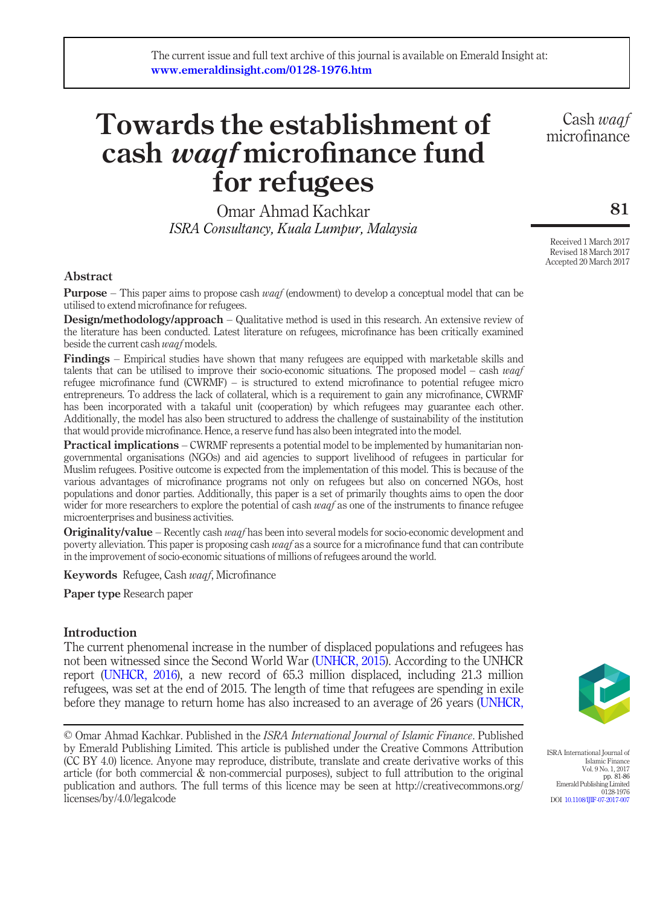The current issue and full text archive of this journal is available on Emerald Insight at: www.emeraldinsight.com/0128-1976.htm

# Towards the establishment of cash *waqf* microfinance fund for refugees

Omar Ahmad Kachkar
*ISRA Consultancy, Kuala Lumpur, Malaysia*

Received 1 March 2017
Revised 18 March 2017
Accepted 20 March 2017

## Abstract

**Purpose** – This paper aims to propose cash *waqf* (endowment) to develop a conceptual model that can be utilised to extend microfinance for refugees.

**Design/methodology/approach** – Qualitative method is used in this research. An extensive review of the literature has been conducted. Latest literature on refugees, microfinance has been critically examined beside the current cash *waqf* models.

**Findings** – Empirical studies have shown that many refugees are equipped with marketable skills and talents that can be utilised to improve their socio-economic situations. The proposed model – cash *waqf* refugee microfinance fund (CWRMF) – is structured to extend microfinance to potential refugee micro entrepreneurs. To address the lack of collateral, which is a requirement to gain any microfinance, CWRMF has been incorporated with a takaful unit (cooperation) by which refugees may guarantee each other. Additionally, the model has also been structured to address the challenge of sustainability of the institution that would provide microfinance. Hence, a reserve fund has also been integrated into the model.

**Practical implications** – CWRMF represents a potential model to be implemented by humanitarian non-governmental organisations (NGOs) and aid agencies to support livelihood of refugees in particular for Muslim refugees. Positive outcome is expected from the implementation of this model. This is because of the various advantages of microfinance programs not only on refugees but also on concerned NGOs, host populations and donor parties. Additionally, this paper is a set of primarily thoughts aims to open the door wider for more researchers to explore the potential of cash *waqf* as one of the instruments to finance refugee microenterprises and business activities.

**Originality/value** – Recently cash *waqf* has been into several models for socio-economic development and poverty alleviation. This paper is proposing cash *waqf* as a source for a microfinance fund that can contribute in the improvement of socio-economic situations of millions of refugees around the world.

**Keywords** Refugee, Cash *waqf*, Microfinance

**Paper type** Research paper

## Introduction

The current phenomenal increase in the number of displaced populations and refugees has not been witnessed since the Second World War (UNHCR, 2015). According to the UNHCR report (UNHCR, 2016), a new record of 65.3 million displaced, including 21.3 million refugees, was set at the end of 2015. The length of time that refugees are spending in exile before they manage to return home has also increased to an average of 26 years (UNHCR,

© Omar Ahmad Kachkar. Published in the *ISRA International Journal of Islamic Finance*. Published by Emerald Publishing Limited. This article is published under the Creative Commons Attribution (CC BY 4.0) licence. Anyone may reproduce, distribute, translate and create derivative works of this article (for both commercial & non-commercial purposes), subject to full attribution to the original publication and authors. The full terms of this licence may be seen at http://creativecommons.org/licenses/by/4.0/legalcode

ISRA International Journal of Islamic Finance
Vol. 9 No. 1, 2017
pp. 81-86
Emerald Publishing Limited
0128-1976
DOI 10.1108/IJIF-07-2017-007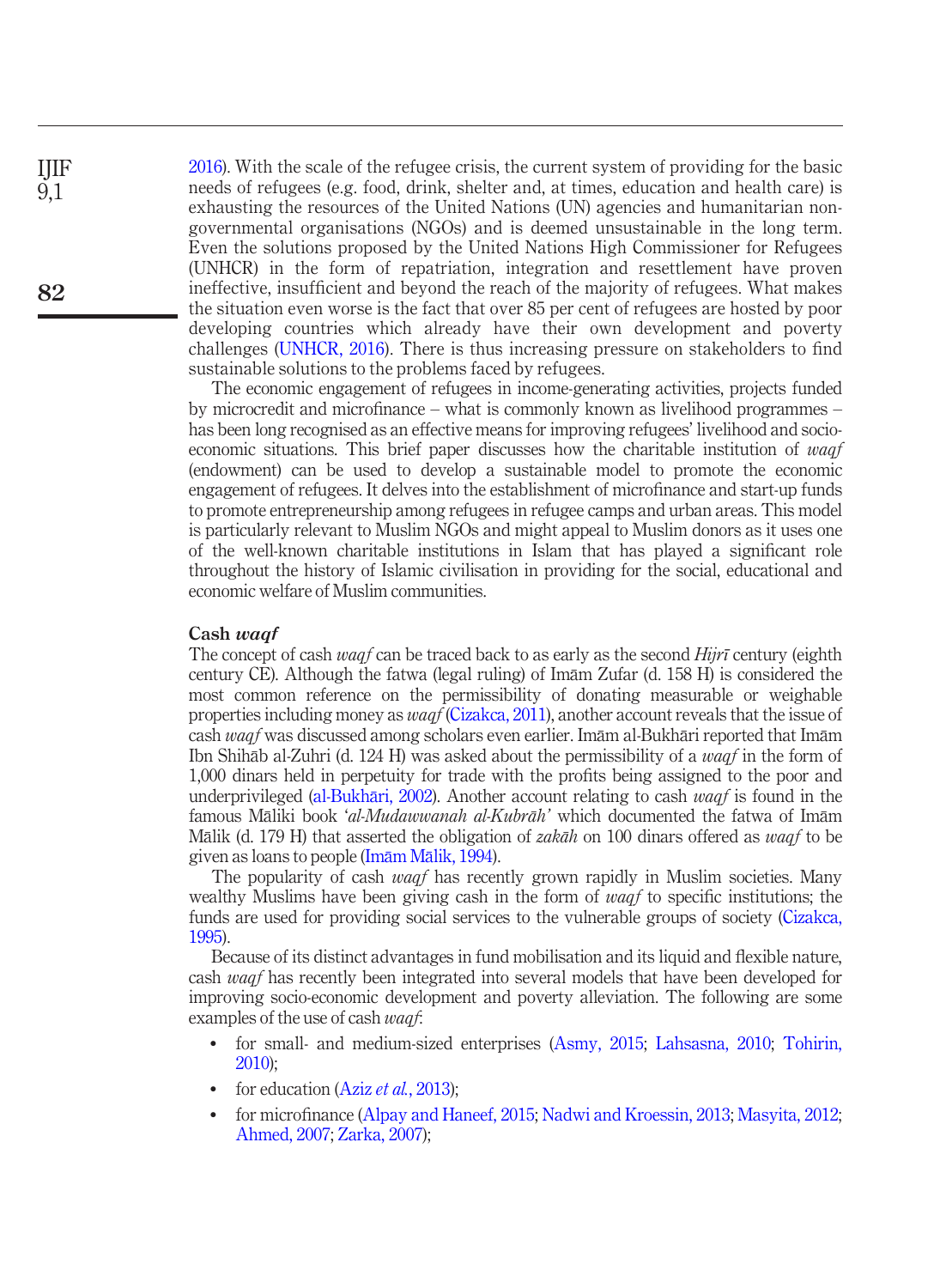2016). With the scale of the refugee crisis, the current system of providing for the basic needs of refugees (e.g. food, drink, shelter and, at times, education and health care) is exhausting the resources of the United Nations (UN) agencies and humanitarian non-governmental organisations (NGOs) and is deemed unsustainable in the long term. Even the solutions proposed by the United Nations High Commissioner for Refugees (UNHCR) in the form of repatriation, integration and resettlement have proven ineffective, insufficient and beyond the reach of the majority of refugees. What makes the situation even worse is the fact that over 85 per cent of refugees are hosted by poor developing countries which already have their own development and poverty challenges (UNHCR, 2016). There is thus increasing pressure on stakeholders to find sustainable solutions to the problems faced by refugees.

The economic engagement of refugees in income-generating activities, projects funded by microcredit and microfinance – what is commonly known as livelihood programmes – has been long recognised as an effective means for improving refugees' livelihood and socio-economic situations. This brief paper discusses how the charitable institution of *waqf* (endowment) can be used to develop a sustainable model to promote the economic engagement of refugees. It delves into the establishment of microfinance and start-up funds to promote entrepreneurship among refugees in refugee camps and urban areas. This model is particularly relevant to Muslim NGOs and might appeal to Muslim donors as it uses one of the well-known charitable institutions in Islam that has played a significant role throughout the history of Islamic civilisation in providing for the social, educational and economic welfare of Muslim communities.

## Cash *waqf*

The concept of cash *waqf* can be traced back to as early as the second *Hijrī* century (eighth century CE). Although the fatwa (legal ruling) of Imām Zufar (d. 158 H) is considered the most common reference on the permissibility of donating measurable or weighable properties including money as *waqf* (Cizakca, 2011), another account reveals that the issue of cash *waqf* was discussed among scholars even earlier. Imām al-Bukhāri reported that Imām Ibn Shihāb al-Zuhri (d. 124 H) was asked about the permissibility of a *waqf* in the form of 1,000 dinars held in perpetuity for trade with the profits being assigned to the poor and underprivileged (al-Bukhāri, 2002). Another account relating to cash *waqf* is found in the famous Māliki book '*al-Mudawwanah al-Kubrāh*' which documented the fatwa of Imām Mālik (d. 179 H) that asserted the obligation of *zakāh* on 100 dinars offered as *waqf* to be given as loans to people (Imām Mālik, 1994).

The popularity of cash *waqf* has recently grown rapidly in Muslim societies. Many wealthy Muslims have been giving cash in the form of *waqf* to specific institutions; the funds are used for providing social services to the vulnerable groups of society (Cizakca, 1995).

Because of its distinct advantages in fund mobilisation and its liquid and flexible nature, cash *waqf* has recently been integrated into several models that have been developed for improving socio-economic development and poverty alleviation. The following are some examples of the use of cash *waqf*:

- for small- and medium-sized enterprises (Asmy, 2015; Lahsasna, 2010; Tohirin, 2010);
- for education (Aziz *et al.*, 2013);
- for microfinance (Alpay and Haneef, 2015; Nadwi and Kroessin, 2013; Masyita, 2012; Ahmed, 2007; Zarka, 2007);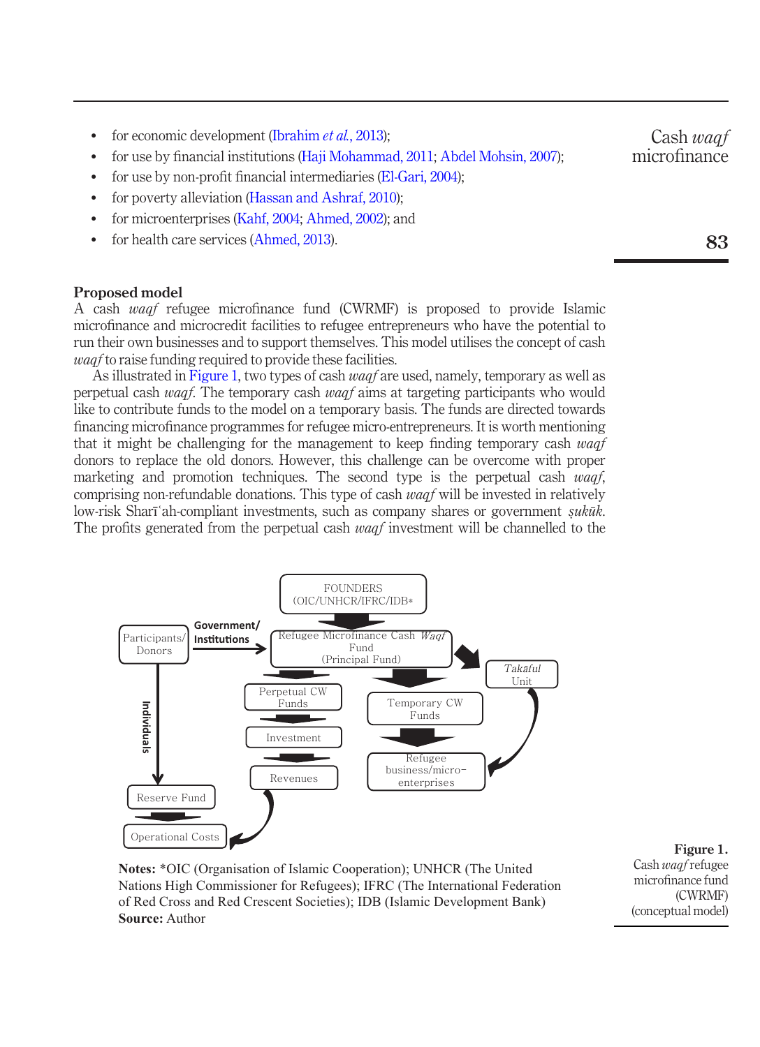- for economic development (Ibrahim *et al.*, 2013);
- for use by financial institutions (Haji Mohammad, 2011; Abdel Mohsin, 2007);
- for use by non-profit financial intermediaries (El-Gari, 2004);
- for poverty alleviation (Hassan and Ashraf, 2010);
- for microenterprises (Kahf, 2004; Ahmed, 2002); and
- for health care services (Ahmed, 2013).

## Proposed model

A cash *waqf* refugee microfinance fund (CWRMF) is proposed to provide Islamic microfinance and microcredit facilities to refugee entrepreneurs who have the potential to run their own businesses and to support themselves. This model utilises the concept of cash *waqf* to raise funding required to provide these facilities.

As illustrated in Figure 1, two types of cash *waqf* are used, namely, temporary as well as perpetual cash *waqf*. The temporary cash *waqf* aims at targeting participants who would like to contribute funds to the model on a temporary basis. The funds are directed towards financing microfinance programmes for refugee micro-entrepreneurs. It is worth mentioning that it might be challenging for the management to keep finding temporary cash *waqf* donors to replace the old donors. However, this challenge can be overcome with proper marketing and promotion techniques. The second type is the perpetual cash *waqf*, comprising non-refundable donations. This type of cash *waqf* will be invested in relatively low-risk Sharīʿah-compliant investments, such as company shares or government *ṣukūk*. The profits generated from the perpetual cash *waqf* investment will be channelled to the

FOUNDERS (OIC/UNHCR/IFRC/IDB*)

Participants/ Donors → Government/ Institutions → Refugee Microfinance Cash *Waqf* Fund (Principal Fund)

Individuals → Reserve Fund → Operational Costs

Perpetual CW Funds → Investment → Revenues → Operational Costs

Temporary CW Funds → Refugee business/micro-enterprises

*Takāful* Unit → Refugee business/micro-enterprises

**Notes:** *OIC (Organisation of Islamic Cooperation); UNHCR (The United Nations High Commissioner for Refugees); IFRC (The International Federation of Red Cross and Red Crescent Societies); IDB (Islamic Development Bank)
**Source:** Author

**Figure 1.** Cash *waqf* refugee microfinance fund (CWRMF) (conceptual model)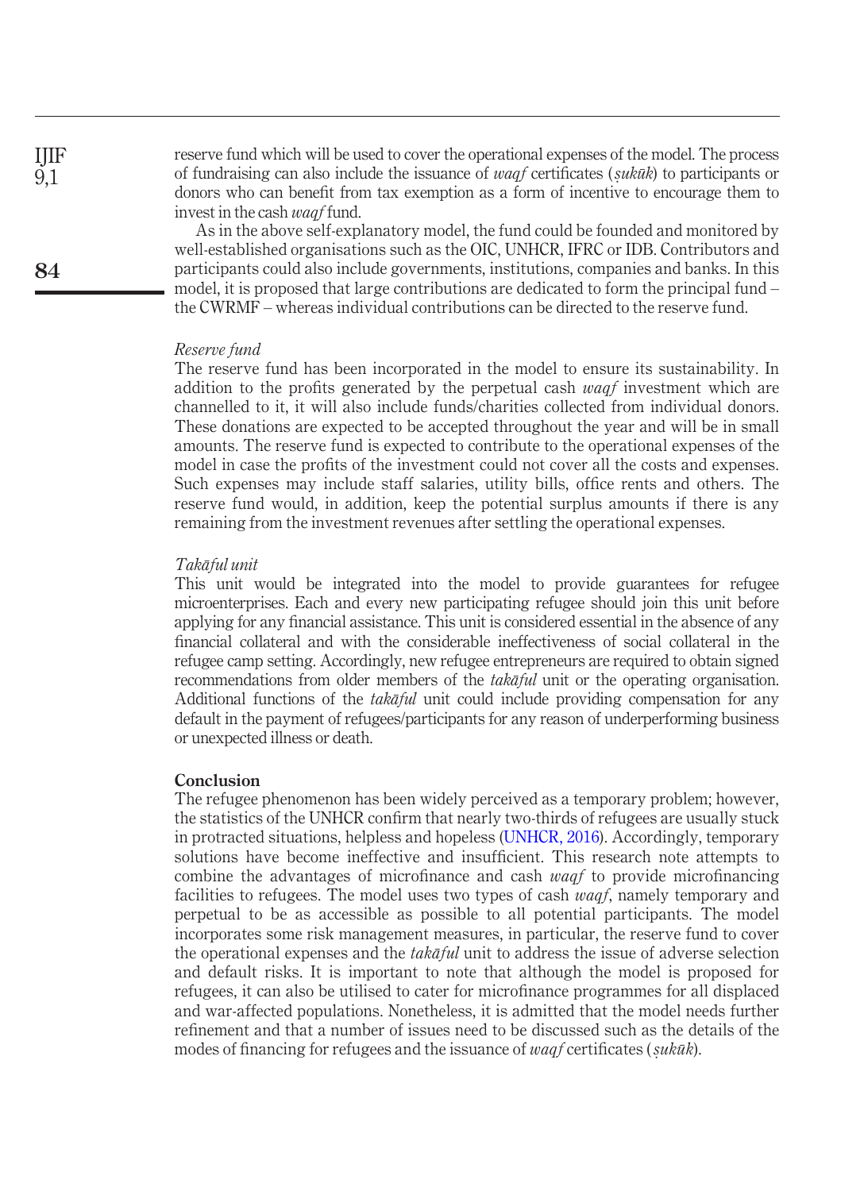reserve fund which will be used to cover the operational expenses of the model. The process of fundraising can also include the issuance of *waqf* certificates (*ṣukūk*) to participants or donors who can benefit from tax exemption as a form of incentive to encourage them to invest in the cash *waqf* fund.

As in the above self-explanatory model, the fund could be founded and monitored by well-established organisations such as the OIC, UNHCR, IFRC or IDB. Contributors and participants could also include governments, institutions, companies and banks. In this model, it is proposed that large contributions are dedicated to form the principal fund – the CWRMF – whereas individual contributions can be directed to the reserve fund.

*Reserve fund*

The reserve fund has been incorporated in the model to ensure its sustainability. In addition to the profits generated by the perpetual cash *waqf* investment which are channelled to it, it will also include funds/charities collected from individual donors. These donations are expected to be accepted throughout the year and will be in small amounts. The reserve fund is expected to contribute to the operational expenses of the model in case the profits of the investment could not cover all the costs and expenses. Such expenses may include staff salaries, utility bills, office rents and others. The reserve fund would, in addition, keep the potential surplus amounts if there is any remaining from the investment revenues after settling the operational expenses.

*Takāful unit*

This unit would be integrated into the model to provide guarantees for refugee microenterprises. Each and every new participating refugee should join this unit before applying for any financial assistance. This unit is considered essential in the absence of any financial collateral and with the considerable ineffectiveness of social collateral in the refugee camp setting. Accordingly, new refugee entrepreneurs are required to obtain signed recommendations from older members of the *takāful* unit or the operating organisation. Additional functions of the *takāful* unit could include providing compensation for any default in the payment of refugees/participants for any reason of underperforming business or unexpected illness or death.

**Conclusion**

The refugee phenomenon has been widely perceived as a temporary problem; however, the statistics of the UNHCR confirm that nearly two-thirds of refugees are usually stuck in protracted situations, helpless and hopeless (UNHCR, 2016). Accordingly, temporary solutions have become ineffective and insufficient. This research note attempts to combine the advantages of microfinance and cash *waqf* to provide microfinancing facilities to refugees. The model uses two types of cash *waqf*, namely temporary and perpetual to be as accessible as possible to all potential participants. The model incorporates some risk management measures, in particular, the reserve fund to cover the operational expenses and the *takāful* unit to address the issue of adverse selection and default risks. It is important to note that although the model is proposed for refugees, it can also be utilised to cater for microfinance programmes for all displaced and war-affected populations. Nonetheless, it is admitted that the model needs further refinement and that a number of issues need to be discussed such as the details of the modes of financing for refugees and the issuance of *waqf* certificates (*ṣukūk*).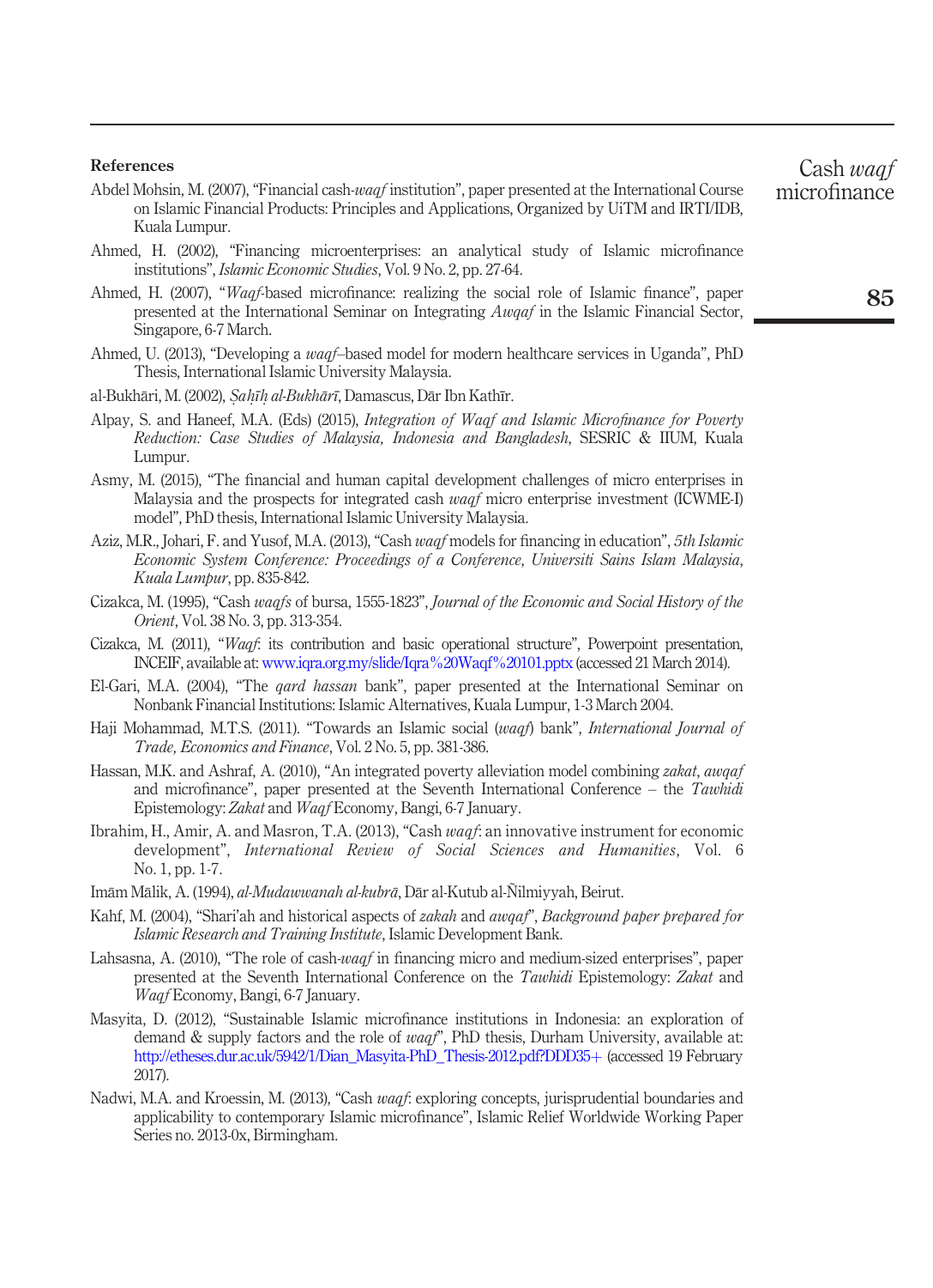## References

Abdel Mohsin, M. (2007), "Financial cash-*waqf* institution", paper presented at the International Course on Islamic Financial Products: Principles and Applications, Organized by UiTM and IRTI/IDB, Kuala Lumpur.

Ahmed, H. (2002), "Financing microenterprises: an analytical study of Islamic microfinance institutions", *Islamic Economic Studies*, Vol. 9 No. 2, pp. 27-64.

Ahmed, H. (2007), "*Waqf*-based microfinance: realizing the social role of Islamic finance", paper presented at the International Seminar on Integrating *Awqaf* in the Islamic Financial Sector, Singapore, 6-7 March.

Ahmed, U. (2013), "Developing a *waqf*–based model for modern healthcare services in Uganda", PhD Thesis, International Islamic University Malaysia.

al-Bukhārī, M. (2002), *Ṣaḥīḥ al-Bukhārī*, Damascus, Dār Ibn Kathīr.

Alpay, S. and Haneef, M.A. (Eds) (2015), *Integration of Waqf and Islamic Microfinance for Poverty Reduction: Case Studies of Malaysia, Indonesia and Bangladesh*, SESRIC & IIUM, Kuala Lumpur.

Asmy, M. (2015), "The financial and human capital development challenges of micro enterprises in Malaysia and the prospects for integrated cash *waqf* micro enterprise investment (ICWME-I) model", PhD thesis, International Islamic University Malaysia.

Aziz, M.R., Johari, F. and Yusof, M.A. (2013), "Cash *waqf* models for financing in education", *5th Islamic Economic System Conference: Proceedings of a Conference, Universiti Sains Islam Malaysia, Kuala Lumpur*, pp. 835-842.

Cizakca, M. (1995), "Cash *waqfs* of bursa, 1555-1823", *Journal of the Economic and Social History of the Orient*, Vol. 38 No. 3, pp. 313-354.

Cizakca, M. (2011), "*Waqf*: its contribution and basic operational structure", Powerpoint presentation, INCEIF, available at: www.iqra.org.my/slide/Iqra%20Waqf%20101.pptx (accessed 21 March 2014).

El-Gari, M.A. (2004), "The *qard hassan* bank", paper presented at the International Seminar on Nonbank Financial Institutions: Islamic Alternatives, Kuala Lumpur, 1-3 March 2004.

Haji Mohammad, M.T.S. (2011). "Towards an Islamic social (*waqf*) bank", *International Journal of Trade, Economics and Finance*, Vol. 2 No. 5, pp. 381-386.

Hassan, M.K. and Ashraf, A. (2010), "An integrated poverty alleviation model combining *zakat*, *awqaf* and microfinance", paper presented at the Seventh International Conference – the *Tawhidi* Epistemology: *Zakat* and *Waqf* Economy, Bangi, 6-7 January.

Ibrahim, H., Amir, A. and Masron, T.A. (2013), "Cash *waqf*: an innovative instrument for economic development", *International Review of Social Sciences and Humanities*, Vol. 6 No. 1, pp. 1-7.

Imām Mālik, A. (1994), *al-Mudawwanah al-kubrā*, Dār al-Kutub al-Ñilmiyyah, Beirut.

Kahf, M. (2004), "Shari'ah and historical aspects of *zakah* and *awqaf*", *Background paper prepared for Islamic Research and Training Institute*, Islamic Development Bank.

Lahsasna, A. (2010), "The role of cash-*waqf* in financing micro and medium-sized enterprises", paper presented at the Seventh International Conference on the *Tawhidi* Epistemology: *Zakat* and *Waqf* Economy, Bangi, 6-7 January.

Masyita, D. (2012), "Sustainable Islamic microfinance institutions in Indonesia: an exploration of demand & supply factors and the role of *waqf*", PhD thesis, Durham University, available at: http://etheses.dur.ac.uk/5942/1/Dian_Masyita-PhD_Thesis-2012.pdf?DDD35+ (accessed 19 February 2017).

Nadwi, M.A. and Kroessin, M. (2013), "Cash *waqf*: exploring concepts, jurisprudential boundaries and applicability to contemporary Islamic microfinance", Islamic Relief Worldwide Working Paper Series no. 2013-0x, Birmingham.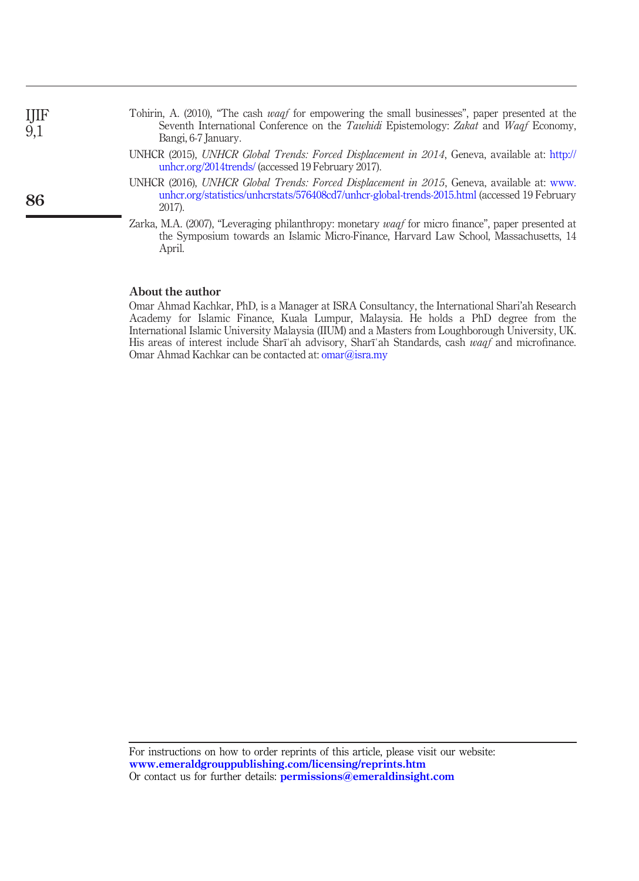Tohirin, A. (2010), "The cash *waqf* for empowering the small businesses", paper presented at the Seventh International Conference on the *Tawhidi* Epistemology: *Zakat* and *Waqf* Economy, Bangi, 6-7 January.

UNHCR (2015), *UNHCR Global Trends: Forced Displacement in 2014*, Geneva, available at: http://unhcr.org/2014trends/ (accessed 19 February 2017).

UNHCR (2016), *UNHCR Global Trends: Forced Displacement in 2015*, Geneva, available at: www.unhcr.org/statistics/unhcrstats/576408cd7/unhcr-global-trends-2015.html (accessed 19 February 2017).

Zarka, M.A. (2007), "Leveraging philanthropy: monetary *waqf* for micro finance", paper presented at the Symposium towards an Islamic Micro-Finance, Harvard Law School, Massachusetts, 14 April.

## About the author

Omar Ahmad Kachkar, PhD, is a Manager at ISRA Consultancy, the International Shari'ah Research Academy for Islamic Finance, Kuala Lumpur, Malaysia. He holds a PhD degree from the International Islamic University Malaysia (IIUM) and a Masters from Loughborough University, UK. His areas of interest include Sharīʿah advisory, Sharīʿah Standards, cash *waqf* and microfinance. Omar Ahmad Kachkar can be contacted at: omar@isra.my

For instructions on how to order reprints of this article, please visit our website:
**www.emeraldgrouppublishing.com/licensing/reprints.htm**
Or contact us for further details: **permissions@emeraldinsight.com**